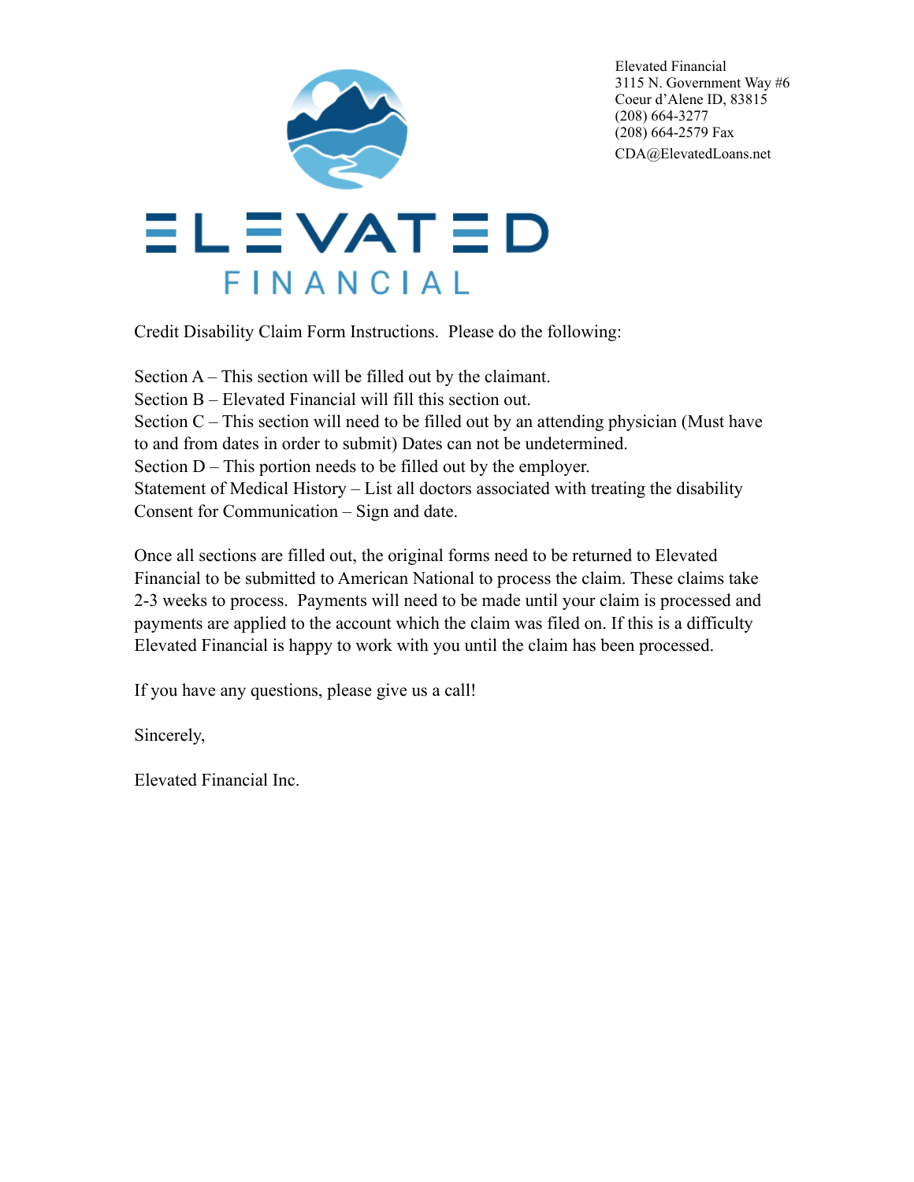ELEVATED FINANCIAL

Elevated Financial
3115 N. Government Way #6
Coeur d'Alene ID, 83815
(208) 664-3277
(208) 664-2579 Fax
CDA@ElevatedLoans.net

Credit Disability Claim Form Instructions. Please do the following:

Section A – This section will be filled out by the claimant.
Section B – Elevated Financial will fill this section out.
Section C – This section will need to be filled out by an attending physician (Must have to and from dates in order to submit) Dates can not be undetermined.
Section D – This portion needs to be filled out by the employer.
Statement of Medical History – List all doctors associated with treating the disability
Consent for Communication – Sign and date.

Once all sections are filled out, the original forms need to be returned to Elevated Financial to be submitted to American National to process the claim. These claims take 2-3 weeks to process. Payments will need to be made until your claim is processed and payments are applied to the account which the claim was filed on. If this is a difficulty Elevated Financial is happy to work with you until the claim has been processed.

If you have any questions, please give us a call!

Sincerely,

Elevated Financial Inc.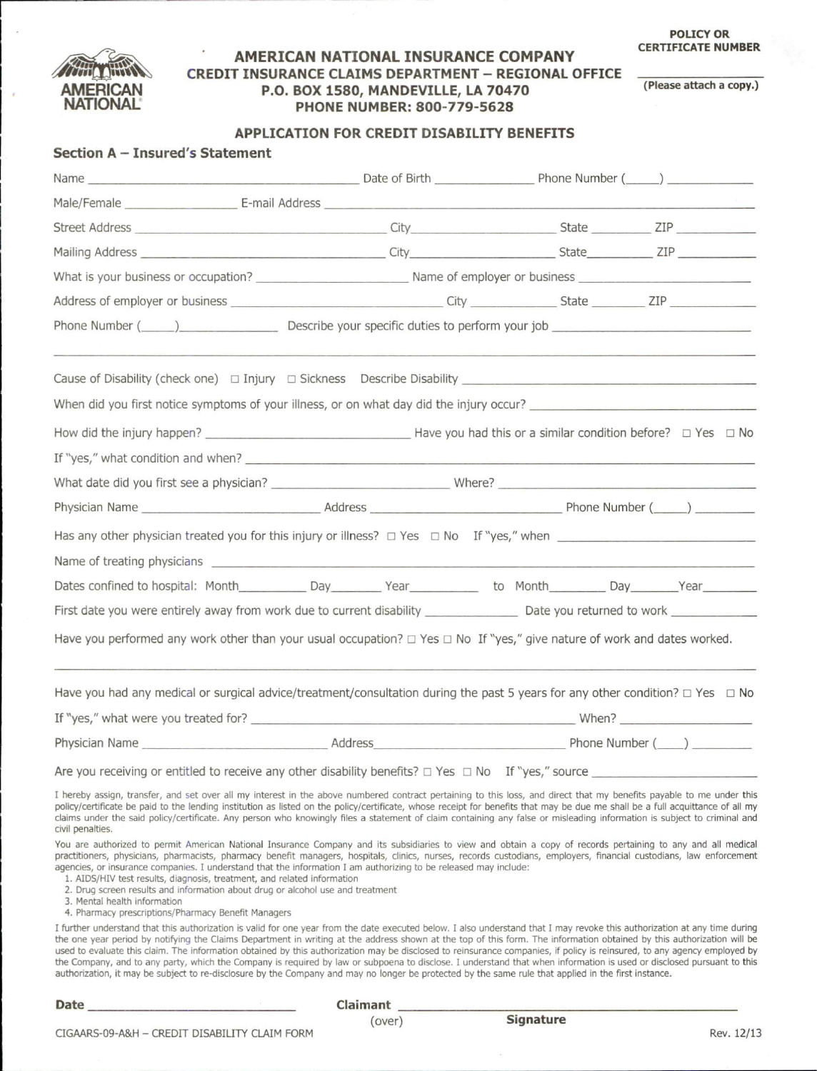**AMERICAN NATIONAL**

## AMERICAN NATIONAL INSURANCE COMPANY

### CREDIT INSURANCE CLAIMS DEPARTMENT – REGIONAL OFFICE

### P.O. BOX 1580, MANDEVILLE, LA 70470

### PHONE NUMBER: 800-779-5628

**POLICY OR CERTIFICATE NUMBER** ________________

**(Please attach a copy.)**

## APPLICATION FOR CREDIT DISABILITY BENEFITS

### Section A – Insured's Statement

Name ______________________ Date of Birth ______________ Phone Number (____) ____________

Male/Female ______________ E-mail Address ______________________________________

Street Address ______________________ City ______________ State ________ ZIP ________

Mailing Address ______________________ City ______________ State ________ ZIP ________

What is your business or occupation? ______________________ Name of employer or business ______________________

Address of employer or business ______________________ City ______________ State ________ ZIP ________

Phone Number (____) ____________ Describe your specific duties to perform your job ______________________

______________________________________________________________________

Cause of Disability (check one) ☐ Injury ☐ Sickness Describe Disability ______________________

When did you first notice symptoms of your illness, or on what day did the injury occur? ______________________

How did the injury happen? ______________________ Have you had this or a similar condition before? ☐ Yes ☐ No

If "yes," what condition and when? ______________________________________

What date did you first see a physician? ______________________ Where? ______________________

Physician Name ______________________ Address ______________________ Phone Number (____) ________

Has any other physician treated you for this injury or illness? ☐ Yes ☐ No If "yes," when ______________________

Name of treating physicians ______________________________________

Dates confined to hospital: Month ________ Day ______ Year ________ to Month ________ Day ______ Year ________

First date you were entirely away from work due to current disability ____________ Date you returned to work ____________

Have you performed any work other than your usual occupation? ☐ Yes ☐ No If "yes," give nature of work and dates worked.

______________________________________________________________________

Have you had any medical or surgical advice/treatment/consultation during the past 5 years for any other condition? ☐ Yes ☐ No

If "yes," what were you treated for? ______________________________ When? ______________

Physician Name ______________________ Address ______________________ Phone Number (____) ________

Are you receiving or entitled to receive any other disability benefits? ☐ Yes ☐ No If "yes," source ______________________

I hereby assign, transfer, and set over all my interest in the above numbered contract pertaining to this loss, and direct that my benefits payable to me under this policy/certificate be paid to the lending institution as listed on the policy/certificate, whose receipt for benefits that may be due me shall be a full acquittance of all my claims under the said policy/certificate. Any person who knowingly files a statement of claim containing any false or misleading information is subject to criminal and civil penalties.

You are authorized to permit American National Insurance Company and its subsidiaries to view and obtain a copy of records pertaining to any and all medical practitioners, physicians, pharmacists, pharmacy benefit managers, hospitals, clinics, nurses, records custodians, employers, financial custodians, law enforcement agencies, or insurance companies. I understand that the information I am authorizing to be released may include:

1. AIDS/HIV test results, diagnosis, treatment, and related information
2. Drug screen results and information about drug or alcohol use and treatment
3. Mental health information
4. Pharmacy prescriptions/Pharmacy Benefit Managers

I further understand that this authorization is valid for one year from the date executed below. I also understand that I may revoke this authorization at any time during the one year period by notifying the Claims Department in writing at the address shown at the top of this form. The information obtained by this authorization will be used to evaluate this claim. The information obtained by this authorization may be disclosed to reinsurance companies, if policy is reinsured, to any agency employed by the Company, and to any party, which the Company is required by law or subpoena to disclose. I understand that when information is used or disclosed pursuant to this authorization, it may be subject to re-disclosure by the Company and no longer be protected by the same rule that applied in the first instance.

**Date** ______________________ **Claimant** ______________________________

(over) **Signature**

CIGAARS-09-A&H – CREDIT DISABILITY CLAIM FORM Rev. 12/13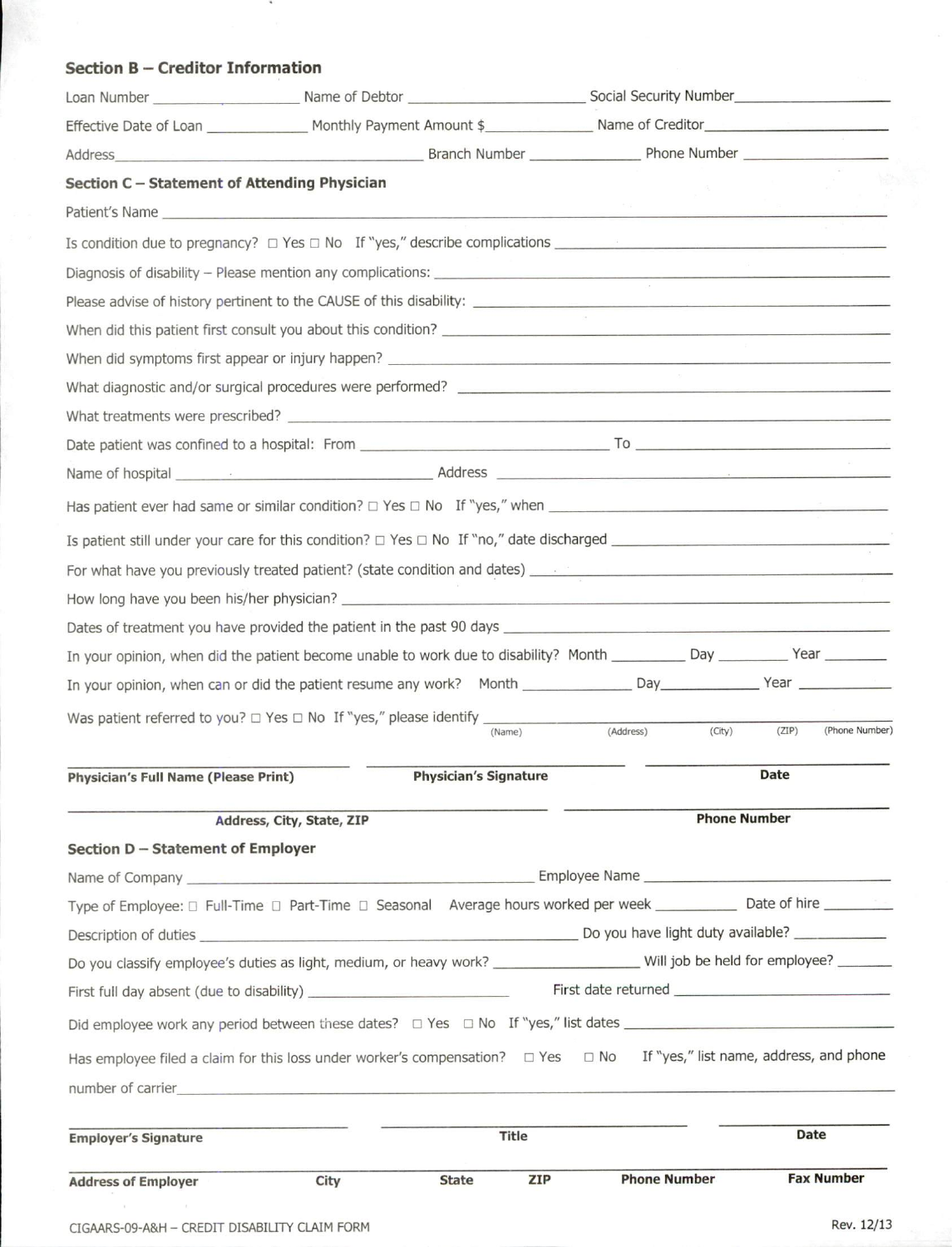## Section B – Creditor Information

Loan Number ____________ Name of Debtor ____________ Social Security Number____________

Effective Date of Loan ____________ Monthly Payment Amount $____________ Name of Creditor____________

Address____________ Branch Number ____________ Phone Number ____________

## Section C – Statement of Attending Physician

Patient's Name ____________

Is condition due to pregnancy? ☐ Yes ☐ No If "yes," describe complications ____________

Diagnosis of disability – Please mention any complications: ____________

Please advise of history pertinent to the CAUSE of this disability: ____________

When did this patient first consult you about this condition? ____________

When did symptoms first appear or injury happen? ____________

What diagnostic and/or surgical procedures were performed? ____________

What treatments were prescribed? ____________

Date patient was confined to a hospital: From ____________ To ____________

Name of hospital ____________ Address ____________

Has patient ever had same or similar condition? ☐ Yes ☐ No If "yes," when ____________

Is patient still under your care for this condition? ☐ Yes ☐ No If "no," date discharged ____________

For what have you previously treated patient? (state condition and dates) ____________

How long have you been his/her physician? ____________

Dates of treatment you have provided the patient in the past 90 days ____________

In your opinion, when did the patient become unable to work due to disability? Month ________ Day ________ Year ________

In your opinion, when can or did the patient resume any work? Month ________ Day________ Year ________

Was patient referred to you? ☐ Yes ☐ No If "yes," please identify ____________
(Name) (Address) (City) (ZIP) (Phone Number)

**Physician's Full Name (Please Print)** ____________ **Physician's Signature** ____________ **Date** ____________

**Address, City, State, ZIP** ____________ **Phone Number** ____________

## Section D – Statement of Employer

Name of Company ____________ Employee Name ____________

Type of Employee: ☐ Full-Time ☐ Part-Time ☐ Seasonal Average hours worked per week ________ Date of hire ________

Description of duties ____________ Do you have light duty available? ________

Do you classify employee's duties as light, medium, or heavy work? ____________ Will job be held for employee? ________

First full day absent (due to disability) ____________ First date returned ____________

Did employee work any period between these dates? ☐ Yes ☐ No If "yes," list dates ____________

Has employee filed a claim for this loss under worker's compensation? ☐ Yes ☐ No If "yes," list name, address, and phone number of carrier____________

**Employer's Signature** ____________ **Title** ____________ **Date** ____________

**Address of Employer** ____________ **City** ____________ **State** ____________ **ZIP** ____________ **Phone Number** ____________ **Fax Number** ____________

CIGAARS-09-A&H – CREDIT DISABILITY CLAIM FORM

Rev. 12/13